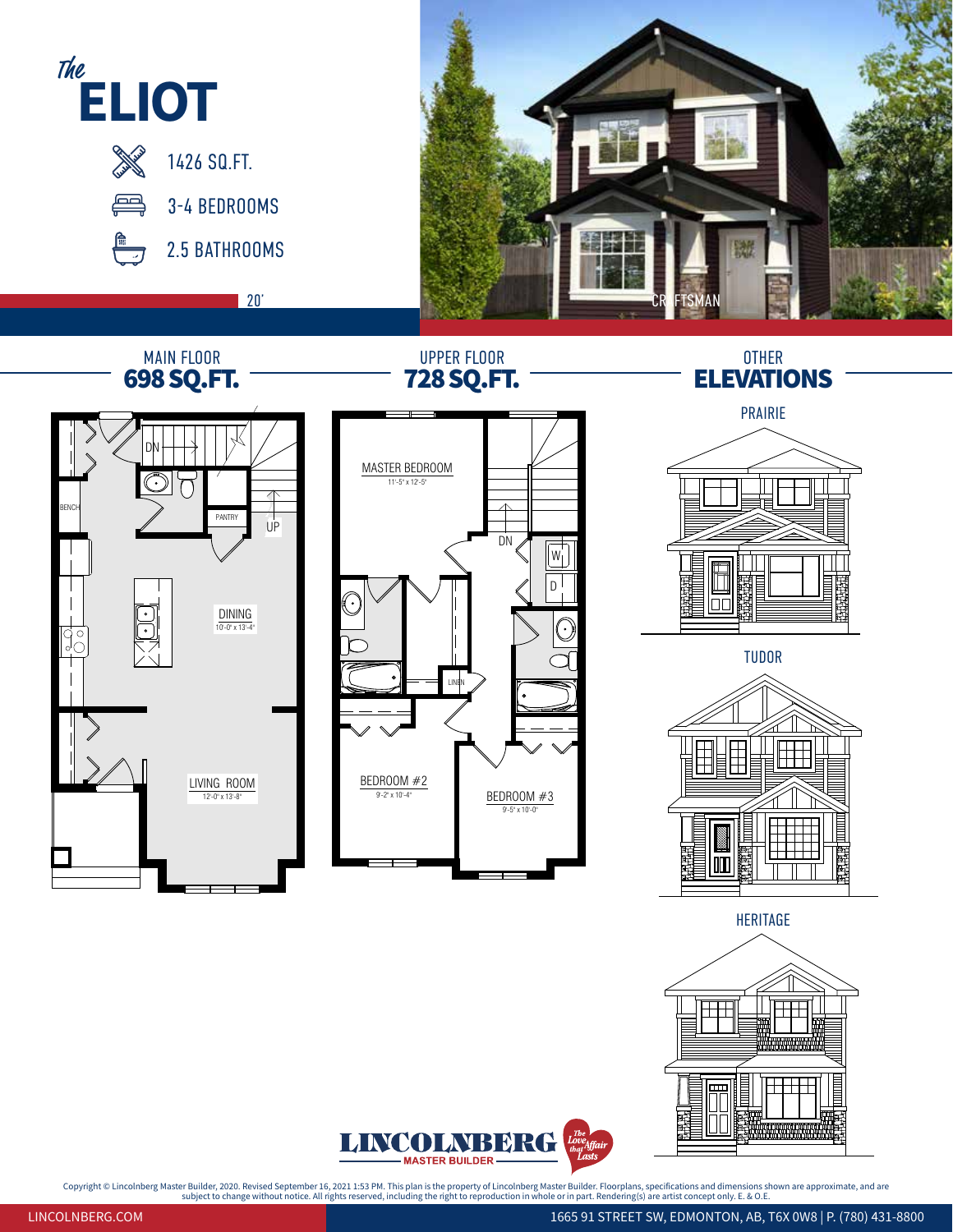# *The* ELIOT

- 1426 SQ.FT.
- 3-4 BEDROOMS
- 2.5 BATHROOMS

20'

CRAFTSMAN

## MAIN FLOOR
**698 SQ.FT.**

DN

BENCH

PANTRY

UP

DINING
10'-0" x 13'-4"

LIVING ROOM
12'-0" x 13'-8"

## UPPER FLOOR
**728 SQ.FT.**

MASTER BEDROOM
11'-5" x 12'-5"

DN

W

D

LINEN

BEDROOM #2
9'-2" x 10'-4"

BEDROOM #3
9'-5" x 10'-0"

## OTHER ELEVATIONS

PRAIRIE

TUDOR

HERITAGE

LINCOLNBERG MASTER BUILDER

*The Love Affair that Lasts*

Copyright © Lincolnberg Master Builder, 2020. Revised September 16, 2021 1:53 PM. This plan is the property of Lincolnberg Master Builder. Floorplans, specifications and dimensions shown are approximate, and are subject to change without notice. All rights reserved, including the right to reproduction in whole or in part. Rendering(s) are artist concept only. E. & O.E.

LINCOLNBERG.COM

1665 91 STREET SW, EDMONTON, AB, T6X 0W8 | P. (780) 431-8800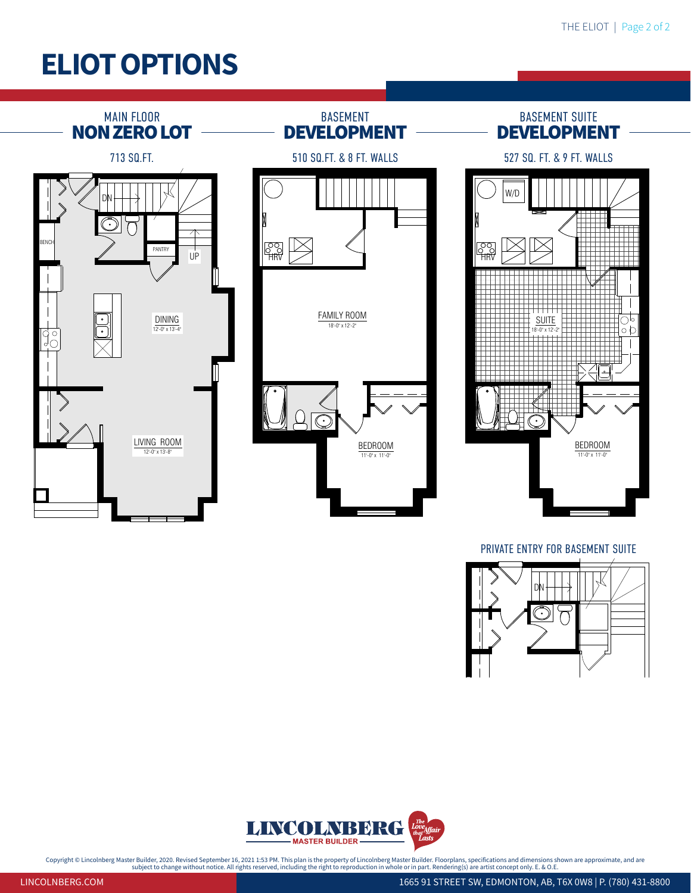# ELIOT OPTIONS

## MAIN FLOOR NON ZERO LOT

713 SQ.FT.

DN

BENCH

PANTRY

UP

DINING
12'-0" x 13'-4"

LIVING ROOM
12'-0" x 13'-8"

## BASEMENT DEVELOPMENT

510 SQ.FT. & 8 FT. WALLS

HRV

FAMILY ROOM
18'-0" x 12'-2"

BEDROOM
11'-0" x 11'-0"

## BASEMENT SUITE DEVELOPMENT

527 SQ. FT. & 9 FT. WALLS

W/D

HRV

SUITE
18'-0" x 12-2"

BEDROOM
11'-0" x 11'-0"

## PRIVATE ENTRY FOR BASEMENT SUITE

DN

Copyright © Lincolnberg Master Builder, 2020. Revised September 16, 2021 1:53 PM. This plan is the property of Lincolnberg Master Builder. Floorplans, specifications and dimensions shown are approximate, and are subject to change without notice. All rights reserved, including the right to reproduction in whole or in part. Rendering(s) are artist concept only. E. & O.E.

LINCOLNBERG.COM

1665 91 STREET SW, EDMONTON, AB, T6X 0W8 | P. (780) 431-8800